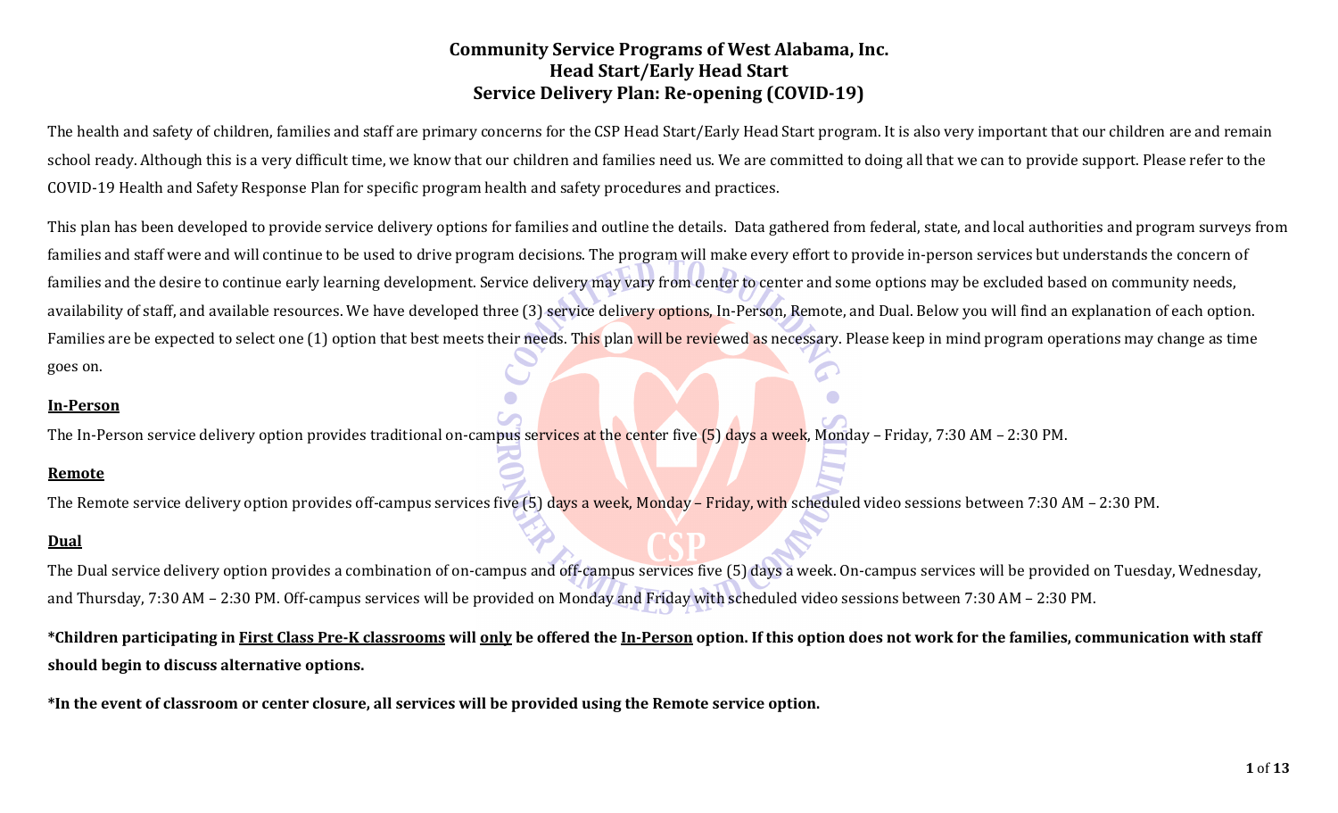# Community Service Programs of West Alabama, Inc.
## Head Start/Early Head Start
## Service Delivery Plan: Re-opening (COVID-19)

The health and safety of children, families and staff are primary concerns for the CSP Head Start/Early Head Start program. It is also very important that our children are and remain school ready. Although this is a very difficult time, we know that our children and families need us. We are committed to doing all that we can to provide support. Please refer to the COVID-19 Health and Safety Response Plan for specific program health and safety procedures and practices.

This plan has been developed to provide service delivery options for families and outline the details. Data gathered from federal, state, and local authorities and program surveys from families and staff were and will continue to be used to drive program decisions. The program will make every effort to provide in-person services but understands the concern of families and the desire to continue early learning development. Service delivery may vary from center to center and some options may be excluded based on community needs, availability of staff, and available resources. We have developed three (3) service delivery options, In-Person, Remote, and Dual. Below you will find an explanation of each option. Families are be expected to select one (1) option that best meets their needs. This plan will be reviewed as necessary. Please keep in mind program operations may change as time goes on.

**<u>In-Person</u>**

The In-Person service delivery option provides traditional on-campus services at the center five (5) days a week, Monday – Friday, 7:30 AM – 2:30 PM.

**<u>Remote</u>**

The Remote service delivery option provides off-campus services five (5) days a week, Monday – Friday, with scheduled video sessions between 7:30 AM – 2:30 PM.

**<u>Dual</u>**

The Dual service delivery option provides a combination of on-campus and off-campus services five (5) days a week. On-campus services will be provided on Tuesday, Wednesday, and Thursday, 7:30 AM – 2:30 PM. Off-campus services will be provided on Monday and Friday with scheduled video sessions between 7:30 AM – 2:30 PM.

**\*Children participating in <u>First Class Pre-K classrooms</u> will <u>only</u> be offered the <u>In-Person</u> option. If this option does not work for the families, communication with staff should begin to discuss alternative options.**

**\*In the event of classroom or center closure, all services will be provided using the Remote service option.**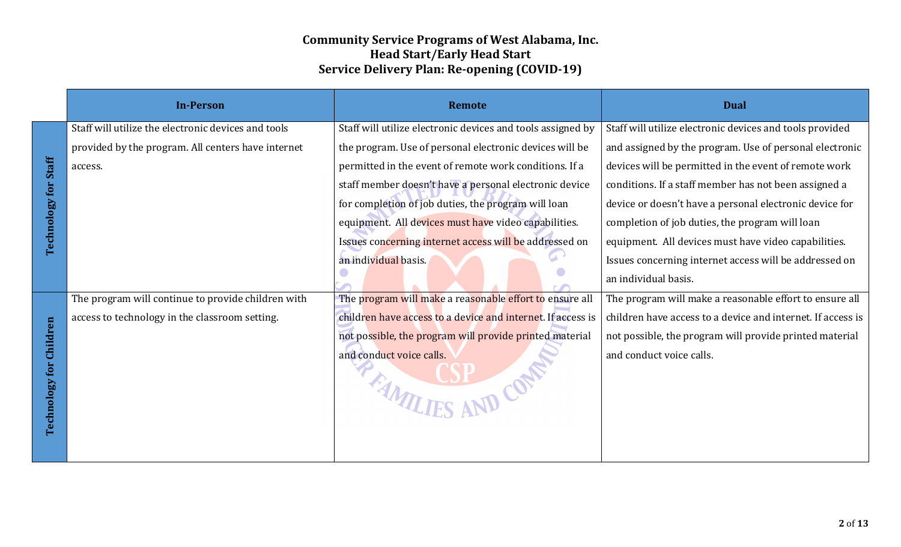**Community Service Programs of West Alabama, Inc.**
**Head Start/Early Head Start**
**Service Delivery Plan: Re-opening (COVID-19)**

| | In-Person | Remote | Dual |
|---|---|---|---|
| **Technology for Staff** | Staff will utilize the electronic devices and tools provided by the program. All centers have internet access. | Staff will utilize electronic devices and tools assigned by the program. Use of personal electronic devices will be permitted in the event of remote work conditions. If a staff member doesn't have a personal electronic device for completion of job duties, the program will loan equipment. All devices must have video capabilities. Issues concerning internet access will be addressed on an individual basis. | Staff will utilize electronic devices and tools provided and assigned by the program. Use of personal electronic devices will be permitted in the event of remote work conditions. If a staff member has not been assigned a device or doesn't have a personal electronic device for completion of job duties, the program will loan equipment. All devices must have video capabilities. Issues concerning internet access will be addressed on an individual basis. |
| **Technology for Children** | The program will continue to provide children with access to technology in the classroom setting. | The program will make a reasonable effort to ensure all children have access to a device and internet. If access is not possible, the program will provide printed material and conduct voice calls. | The program will make a reasonable effort to ensure all children have access to a device and internet. If access is not possible, the program will provide printed material and conduct voice calls. |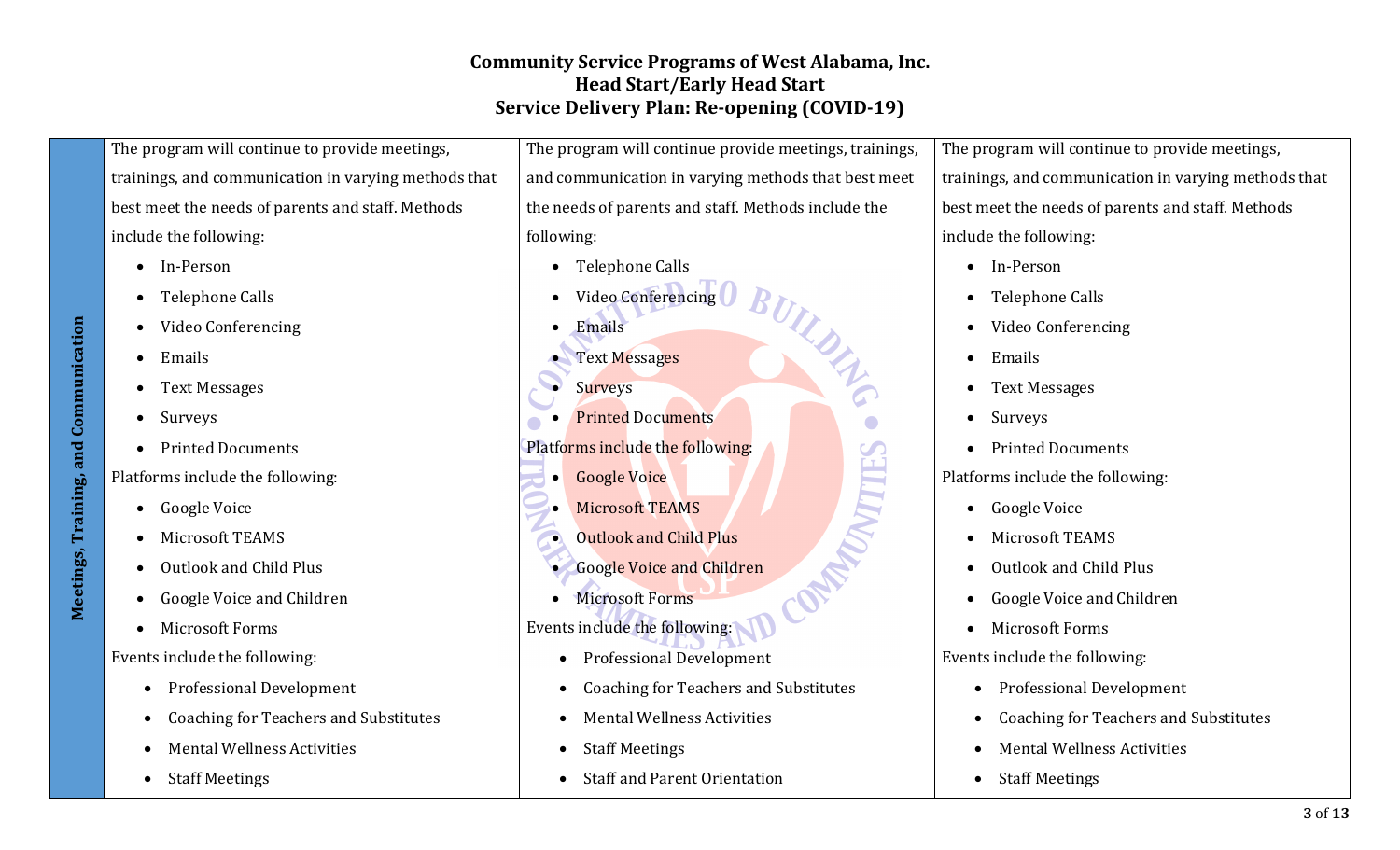**Community Service Programs of West Alabama, Inc.**
**Head Start/Early Head Start**
**Service Delivery Plan: Re-opening (COVID-19)**

| | | | |
|---|---|---|---|
| **Meetings, Training, and Communication** | The program will continue to provide meetings, trainings, and communication in varying methods that best meet the needs of parents and staff. Methods include the following:<br>• In-Person<br>• Telephone Calls<br>• Video Conferencing<br>• Emails<br>• Text Messages<br>• Surveys<br>• Printed Documents<br>Platforms include the following:<br>• Google Voice<br>• Microsoft TEAMS<br>• Outlook and Child Plus<br>• Google Voice and Children<br>• Microsoft Forms<br>Events include the following:<br>• Professional Development<br>• Coaching for Teachers and Substitutes<br>• Mental Wellness Activities<br>• Staff Meetings | The program will continue provide meetings, trainings, and communication in varying methods that best meet the needs of parents and staff. Methods include the following:<br>• Telephone Calls<br>• Video Conferencing<br>• Emails<br>• Text Messages<br>• Surveys<br>• Printed Documents<br>Platforms include the following:<br>• Google Voice<br>• Microsoft TEAMS<br>• Outlook and Child Plus<br>• Google Voice and Children<br>• Microsoft Forms<br>Events include the following:<br>• Professional Development<br>• Coaching for Teachers and Substitutes<br>• Mental Wellness Activities<br>• Staff Meetings<br>• Staff and Parent Orientation | The program will continue to provide meetings, trainings, and communication in varying methods that best meet the needs of parents and staff. Methods include the following:<br>• In-Person<br>• Telephone Calls<br>• Video Conferencing<br>• Emails<br>• Text Messages<br>• Surveys<br>• Printed Documents<br>Platforms include the following:<br>• Google Voice<br>• Microsoft TEAMS<br>• Outlook and Child Plus<br>• Google Voice and Children<br>• Microsoft Forms<br>Events include the following:<br>• Professional Development<br>• Coaching for Teachers and Substitutes<br>• Mental Wellness Activities<br>• Staff Meetings |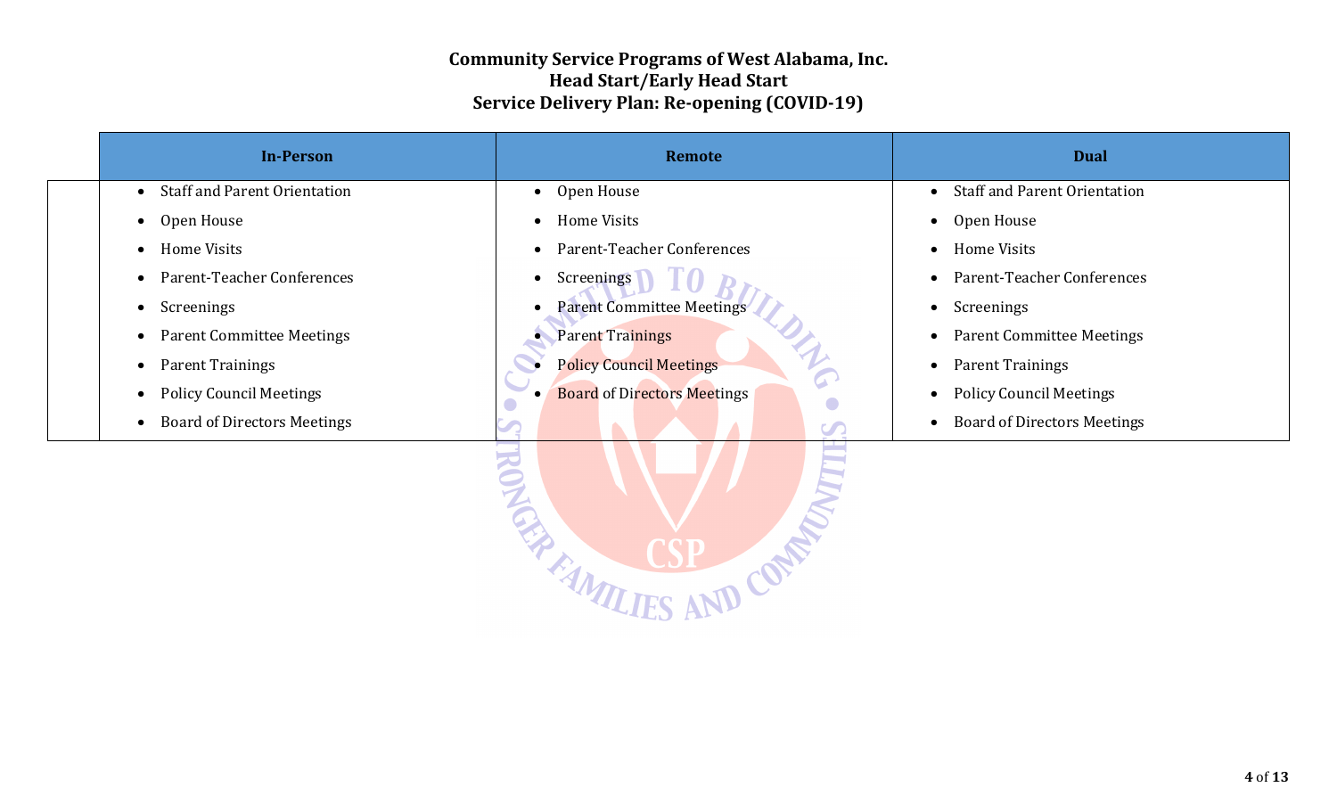**Community Service Programs of West Alabama, Inc.**
**Head Start/Early Head Start**
**Service Delivery Plan: Re-opening (COVID-19)**

| In-Person | Remote | Dual |
|---|---|---|
| • Staff and Parent Orientation<br>• Open House<br>• Home Visits<br>• Parent-Teacher Conferences<br>• Screenings<br>• Parent Committee Meetings<br>• Parent Trainings<br>• Policy Council Meetings<br>• Board of Directors Meetings | • Open House<br>• Home Visits<br>• Parent-Teacher Conferences<br>• Screenings<br>• Parent Committee Meetings<br>• Parent Trainings<br>• Policy Council Meetings<br>• Board of Directors Meetings | • Staff and Parent Orientation<br>• Open House<br>• Home Visits<br>• Parent-Teacher Conferences<br>• Screenings<br>• Parent Committee Meetings<br>• Parent Trainings<br>• Policy Council Meetings<br>• Board of Directors Meetings |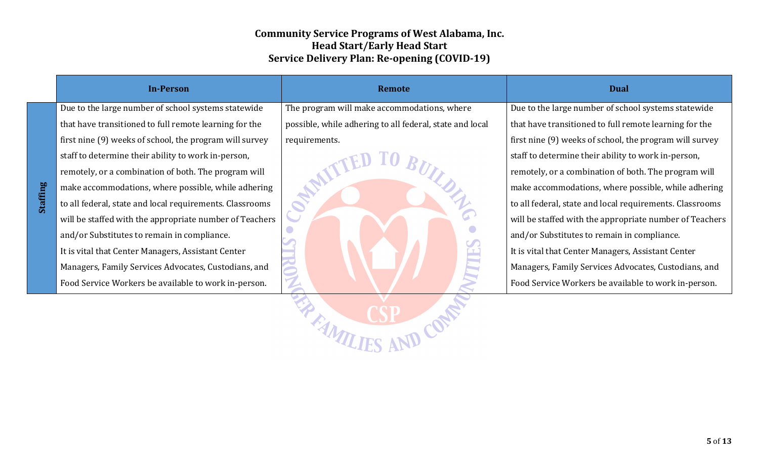**Community Service Programs of West Alabama, Inc.**
**Head Start/Early Head Start**
**Service Delivery Plan: Re-opening (COVID-19)**

| | In-Person | Remote | Dual |
|---|---|---|---|
| **Staffing** | Due to the large number of school systems statewide that have transitioned to full remote learning for the first nine (9) weeks of school, the program will survey staff to determine their ability to work in-person, remotely, or a combination of both. The program will make accommodations, where possible, while adhering to all federal, state and local requirements. Classrooms will be staffed with the appropriate number of Teachers and/or Substitutes to remain in compliance. It is vital that Center Managers, Assistant Center Managers, Family Services Advocates, Custodians, and Food Service Workers be available to work in-person. | The program will make accommodations, where possible, while adhering to all federal, state and local requirements. | Due to the large number of school systems statewide that have transitioned to full remote learning for the first nine (9) weeks of school, the program will survey staff to determine their ability to work in-person, remotely, or a combination of both. The program will make accommodations, where possible, while adhering to all federal, state and local requirements. Classrooms will be staffed with the appropriate number of Teachers and/or Substitutes to remain in compliance. It is vital that Center Managers, Assistant Center Managers, Family Services Advocates, Custodians, and Food Service Workers be available to work in-person. |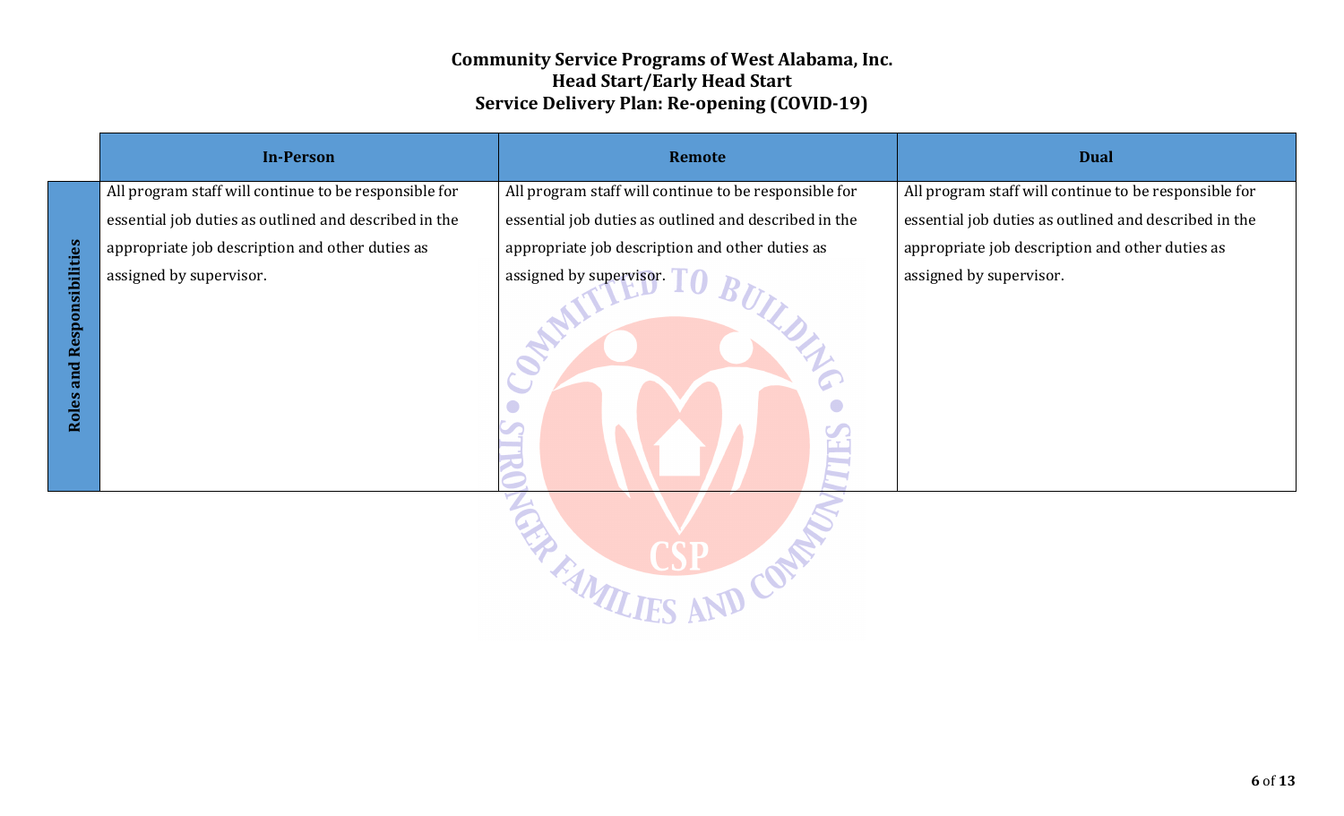**Community Service Programs of West Alabama, Inc.**
**Head Start/Early Head Start**
**Service Delivery Plan: Re-opening (COVID-19)**

| | In-Person | Remote | Dual |
|---|---|---|---|
| **Roles and Responsibilities** | All program staff will continue to be responsible for essential job duties as outlined and described in the appropriate job description and other duties as assigned by supervisor. | All program staff will continue to be responsible for essential job duties as outlined and described in the appropriate job description and other duties as assigned by supervisor. | All program staff will continue to be responsible for essential job duties as outlined and described in the appropriate job description and other duties as assigned by supervisor. |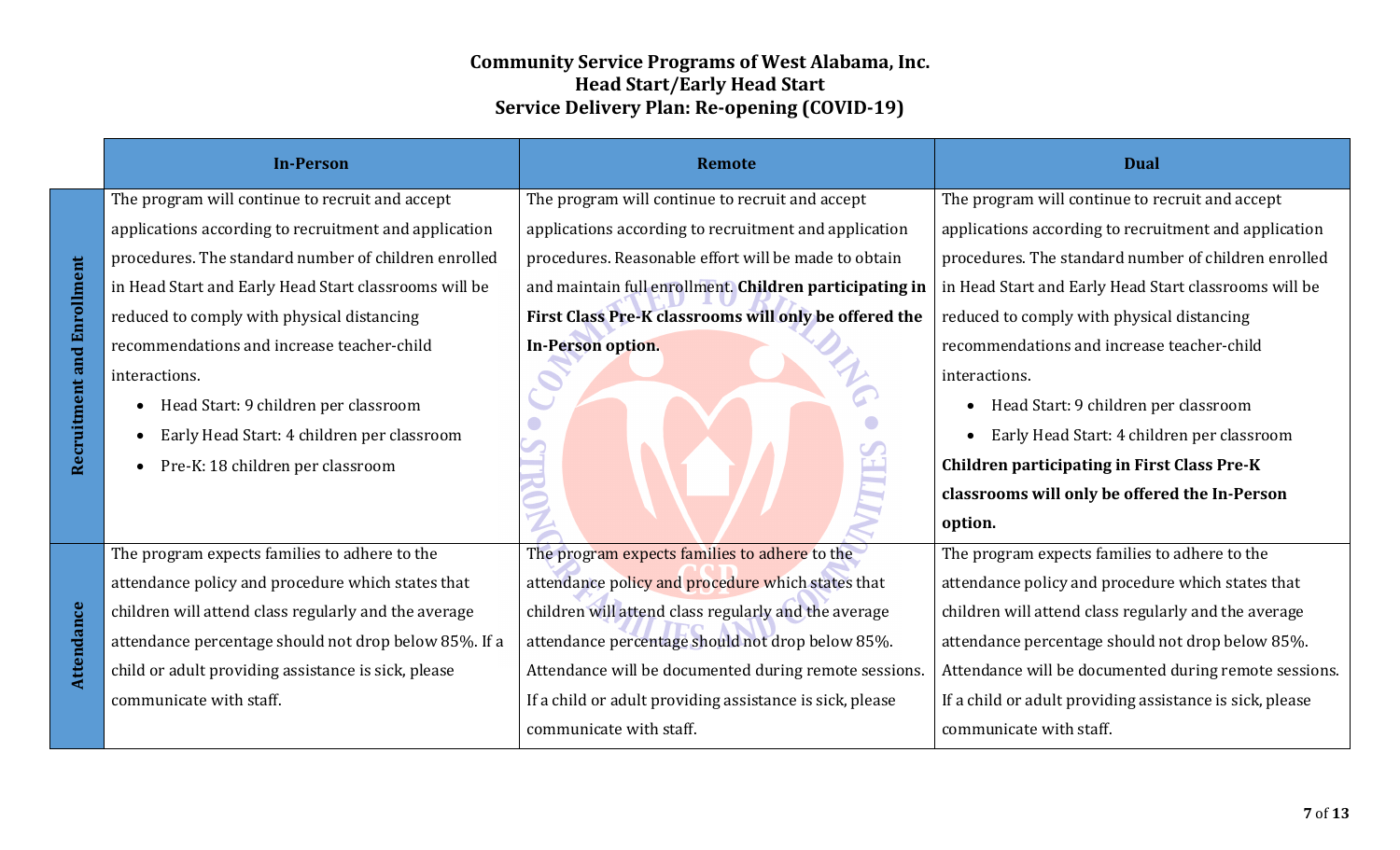**Community Service Programs of West Alabama, Inc.**
**Head Start/Early Head Start**
**Service Delivery Plan: Re-opening (COVID-19)**

| | In-Person | Remote | Dual |
|---|---|---|---|
| **Recruitment and Enrollment** | The program will continue to recruit and accept applications according to recruitment and application procedures. The standard number of children enrolled in Head Start and Early Head Start classrooms will be reduced to comply with physical distancing recommendations and increase teacher-child interactions.<br>• Head Start: 9 children per classroom<br>• Early Head Start: 4 children per classroom<br>• Pre-K: 18 children per classroom | The program will continue to recruit and accept applications according to recruitment and application procedures. Reasonable effort will be made to obtain and maintain full enrollment. **Children participating in First Class Pre-K classrooms will only be offered the In-Person option.** | The program will continue to recruit and accept applications according to recruitment and application procedures. The standard number of children enrolled in Head Start and Early Head Start classrooms will be reduced to comply with physical distancing recommendations and increase teacher-child interactions.<br>• Head Start: 9 children per classroom<br>• Early Head Start: 4 children per classroom<br>**Children participating in First Class Pre-K classrooms will only be offered the In-Person option.** |
| **Attendance** | The program expects families to adhere to the attendance policy and procedure which states that children will attend class regularly and the average attendance percentage should not drop below 85%. If a child or adult providing assistance is sick, please communicate with staff. | The program expects families to adhere to the attendance policy and procedure which states that children will attend class regularly and the average attendance percentage should not drop below 85%. Attendance will be documented during remote sessions. If a child or adult providing assistance is sick, please communicate with staff. | The program expects families to adhere to the attendance policy and procedure which states that children will attend class regularly and the average attendance percentage should not drop below 85%. Attendance will be documented during remote sessions. If a child or adult providing assistance is sick, please communicate with staff. |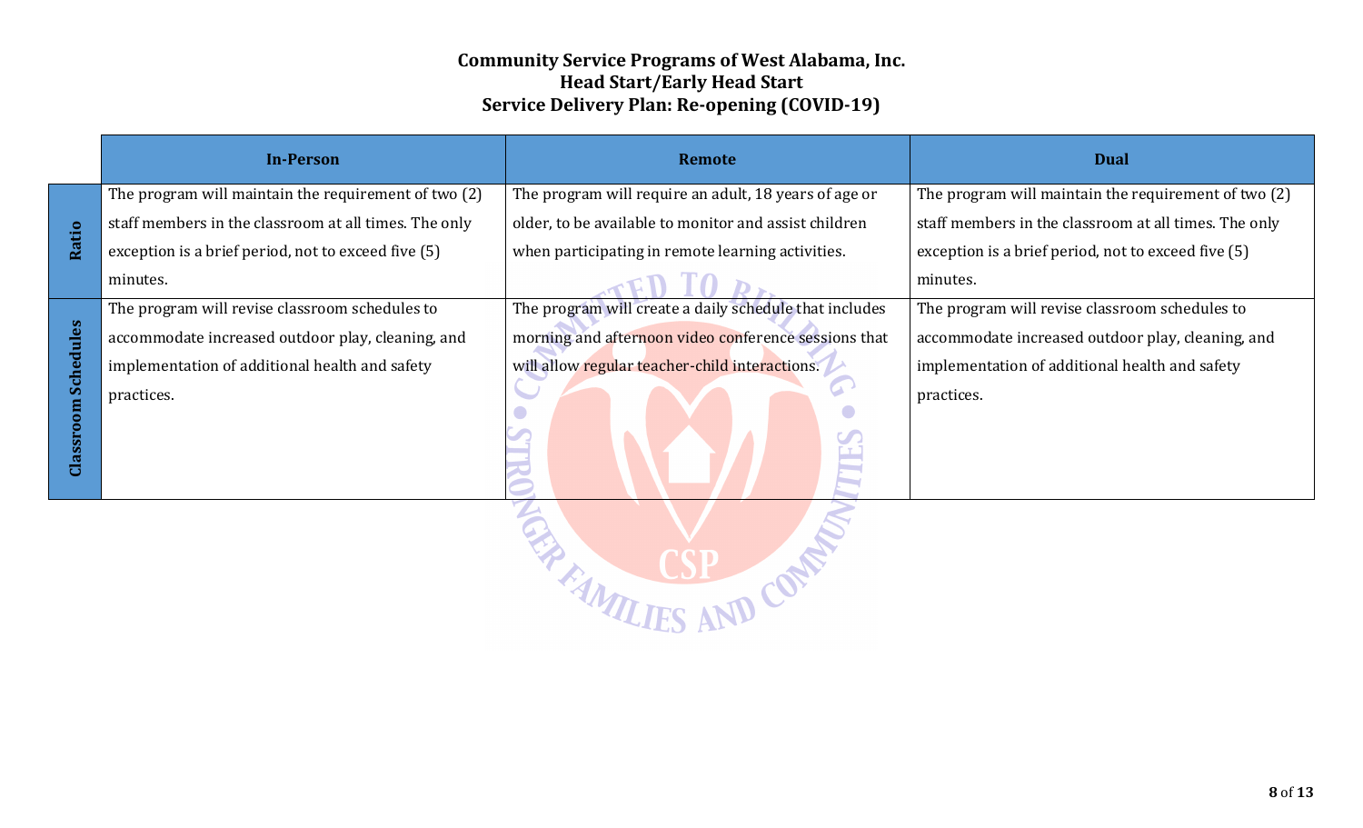**Community Service Programs of West Alabama, Inc.**
**Head Start/Early Head Start**
**Service Delivery Plan: Re-opening (COVID-19)**

| | In-Person | Remote | Dual |
|---|---|---|---|
| **Ratio** | The program will maintain the requirement of two (2) staff members in the classroom at all times. The only exception is a brief period, not to exceed five (5) minutes. | The program will require an adult, 18 years of age or older, to be available to monitor and assist children when participating in remote learning activities. | The program will maintain the requirement of two (2) staff members in the classroom at all times. The only exception is a brief period, not to exceed five (5) minutes. |
| **Classroom Schedules** | The program will revise classroom schedules to accommodate increased outdoor play, cleaning, and implementation of additional health and safety practices. | The program will create a daily schedule that includes morning and afternoon video conference sessions that will allow regular teacher-child interactions. | The program will revise classroom schedules to accommodate increased outdoor play, cleaning, and implementation of additional health and safety practices. |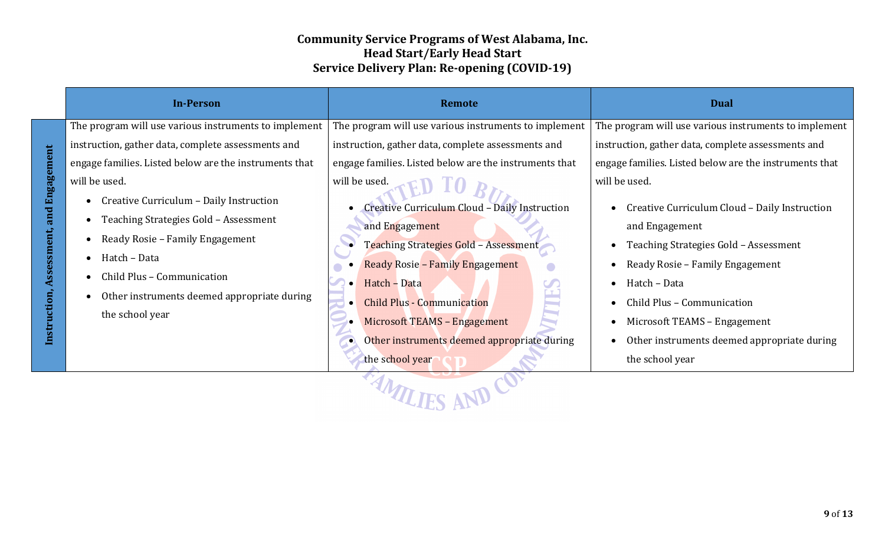**Community Service Programs of West Alabama, Inc.**
**Head Start/Early Head Start**
**Service Delivery Plan: Re-opening (COVID-19)**

| | In-Person | Remote | Dual |
|---|---|---|---|
| **Instruction, Assessment, and Engagement** | The program will use various instruments to implement instruction, gather data, complete assessments and engage families. Listed below are the instruments that will be used.<br>• Creative Curriculum – Daily Instruction<br>• Teaching Strategies Gold – Assessment<br>• Ready Rosie – Family Engagement<br>• Hatch – Data<br>• Child Plus – Communication<br>• Other instruments deemed appropriate during the school year | The program will use various instruments to implement instruction, gather data, complete assessments and engage families. Listed below are the instruments that will be used.<br>• Creative Curriculum Cloud – Daily Instruction and Engagement<br>• Teaching Strategies Gold – Assessment<br>• Ready Rosie – Family Engagement<br>• Hatch – Data<br>• Child Plus - Communication<br>• Microsoft TEAMS – Engagement<br>• Other instruments deemed appropriate during the school year | The program will use various instruments to implement instruction, gather data, complete assessments and engage families. Listed below are the instruments that will be used.<br>• Creative Curriculum Cloud – Daily Instruction and Engagement<br>• Teaching Strategies Gold – Assessment<br>• Ready Rosie – Family Engagement<br>• Hatch – Data<br>• Child Plus – Communication<br>• Microsoft TEAMS – Engagement<br>• Other instruments deemed appropriate during the school year |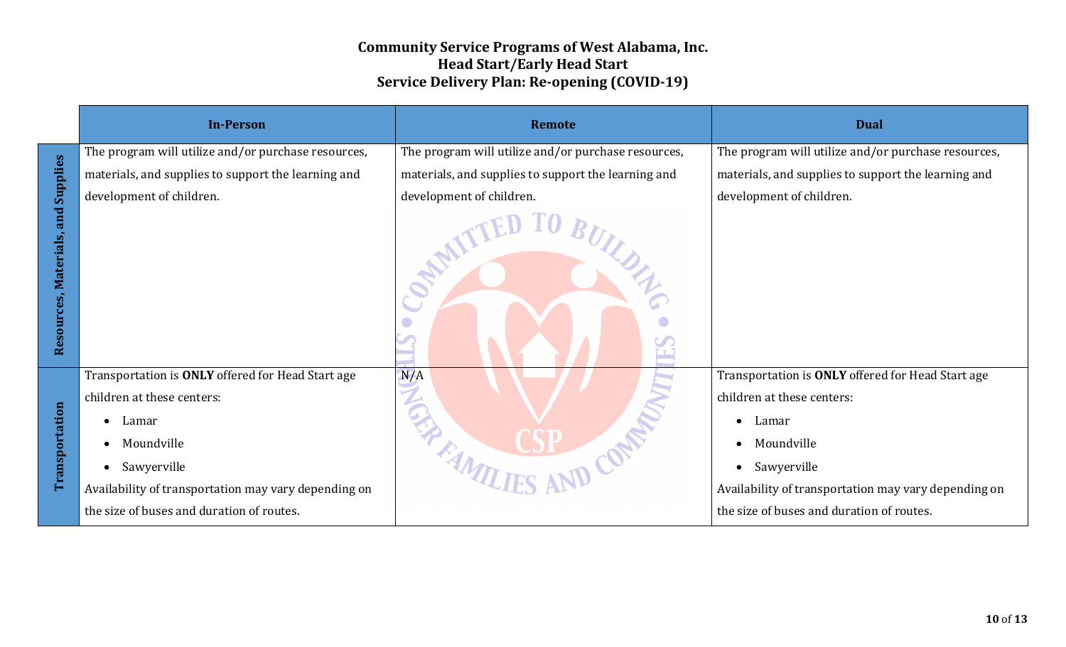**Community Service Programs of West Alabama, Inc.**
**Head Start/Early Head Start**
**Service Delivery Plan: Re-opening (COVID-19)**

| | In-Person | Remote | Dual |
|---|---|---|---|
| **Resources, Materials, and Supplies** | The program will utilize and/or purchase resources, materials, and supplies to support the learning and development of children. | The program will utilize and/or purchase resources, materials, and supplies to support the learning and development of children. | The program will utilize and/or purchase resources, materials, and supplies to support the learning and development of children. |
| **Transportation** | Transportation is **ONLY** offered for Head Start age children at these centers:<br>• Lamar<br>• Moundville<br>• Sawyerville<br>Availability of transportation may vary depending on the size of buses and duration of routes. | N/A | Transportation is **ONLY** offered for Head Start age children at these centers:<br>• Lamar<br>• Moundville<br>• Sawyerville<br>Availability of transportation may vary depending on the size of buses and duration of routes. |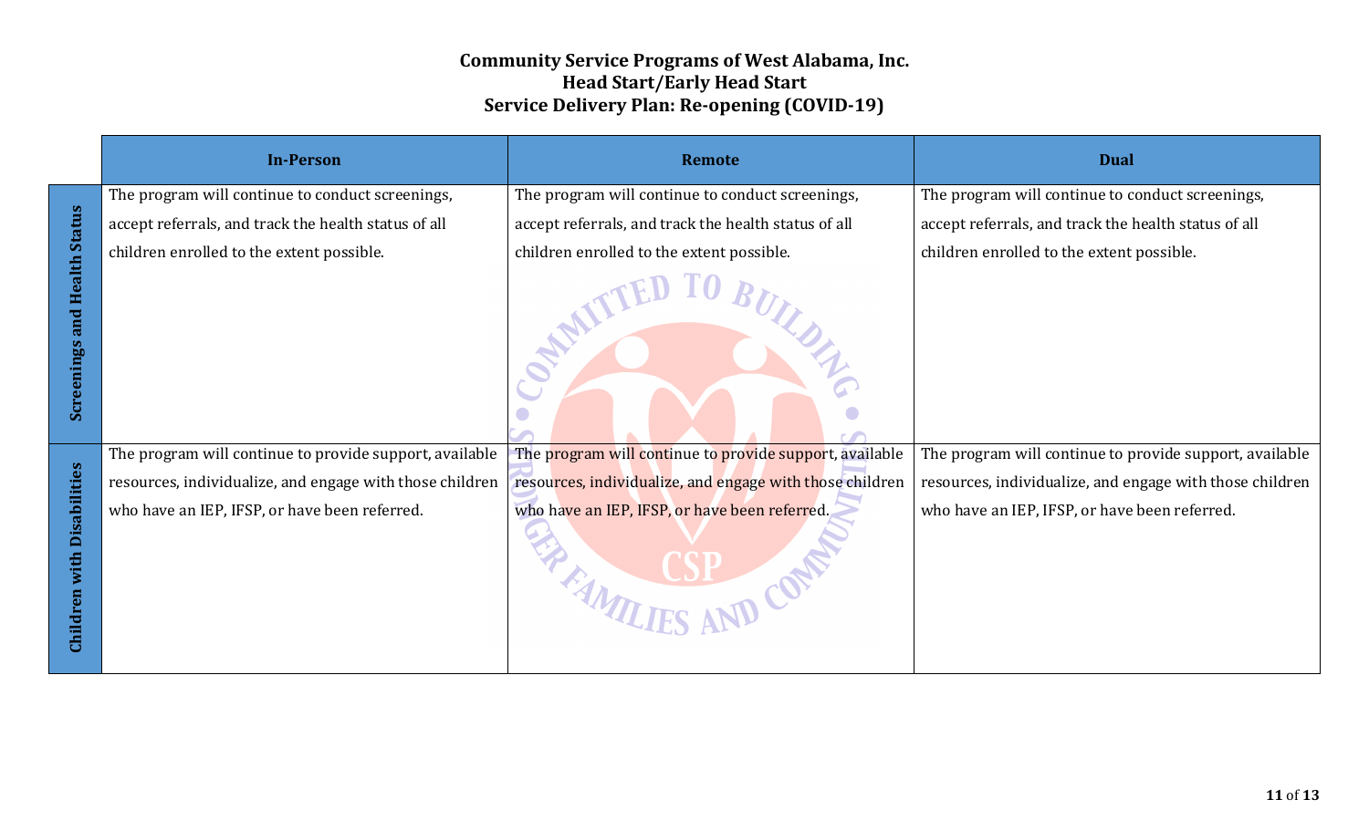**Community Service Programs of West Alabama, Inc.**
**Head Start/Early Head Start**
**Service Delivery Plan: Re-opening (COVID-19)**

| | In-Person | Remote | Dual |
|---|---|---|---|
| **Screenings and Health Status** | The program will continue to conduct screenings, accept referrals, and track the health status of all children enrolled to the extent possible. | The program will continue to conduct screenings, accept referrals, and track the health status of all children enrolled to the extent possible. | The program will continue to conduct screenings, accept referrals, and track the health status of all children enrolled to the extent possible. |
| **Children with Disabilities** | The program will continue to provide support, available resources, individualize, and engage with those children who have an IEP, IFSP, or have been referred. | The program will continue to provide support, available resources, individualize, and engage with those children who have an IEP, IFSP, or have been referred. | The program will continue to provide support, available resources, individualize, and engage with those children who have an IEP, IFSP, or have been referred. |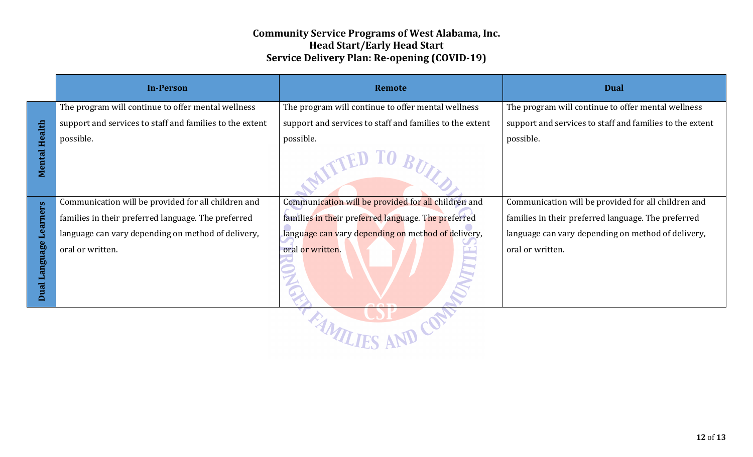**Community Service Programs of West Alabama, Inc.**
**Head Start/Early Head Start**
**Service Delivery Plan: Re-opening (COVID-19)**

| | In-Person | Remote | Dual |
|---|---|---|---|
| **Mental Health** | The program will continue to offer mental wellness support and services to staff and families to the extent possible. | The program will continue to offer mental wellness support and services to staff and families to the extent possible. | The program will continue to offer mental wellness support and services to staff and families to the extent possible. |
| **Dual Language Learners** | Communication will be provided for all children and families in their preferred language. The preferred language can vary depending on method of delivery, oral or written. | Communication will be provided for all children and families in their preferred language. The preferred language can vary depending on method of delivery, oral or written. | Communication will be provided for all children and families in their preferred language. The preferred language can vary depending on method of delivery, oral or written. |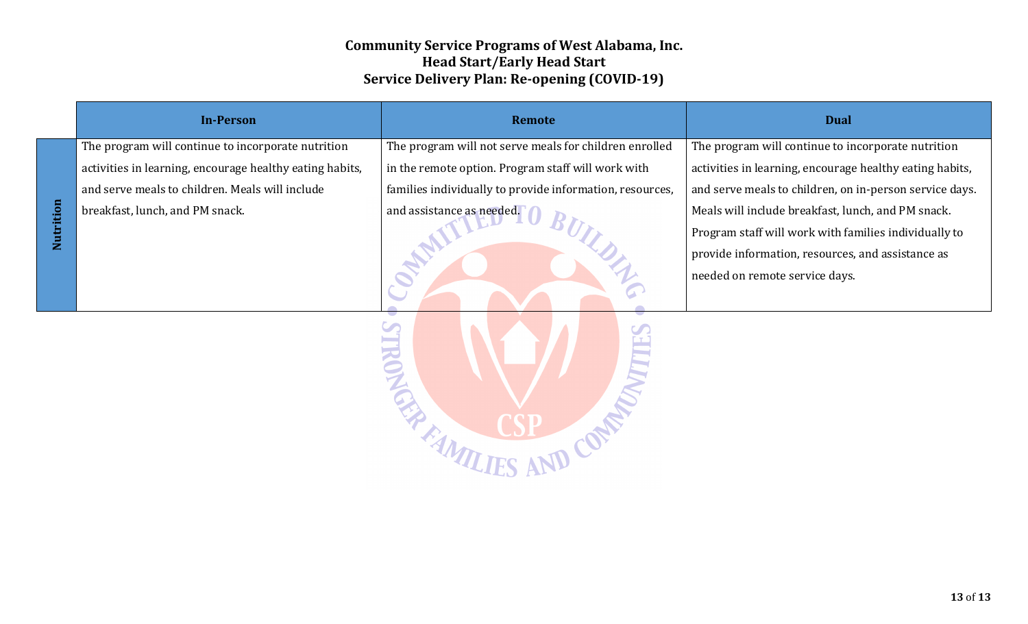**Community Service Programs of West Alabama, Inc.**
**Head Start/Early Head Start**
**Service Delivery Plan: Re-opening (COVID-19)**

| | In-Person | Remote | Dual |
|---|---|---|---|
| **Nutrition** | The program will continue to incorporate nutrition activities in learning, encourage healthy eating habits, and serve meals to children. Meals will include breakfast, lunch, and PM snack. | The program will not serve meals for children enrolled in the remote option. Program staff will work with families individually to provide information, resources, and assistance as needed. | The program will continue to incorporate nutrition activities in learning, encourage healthy eating habits, and serve meals to children, on in-person service days. Meals will include breakfast, lunch, and PM snack. Program staff will work with families individually to provide information, resources, and assistance as needed on remote service days. |